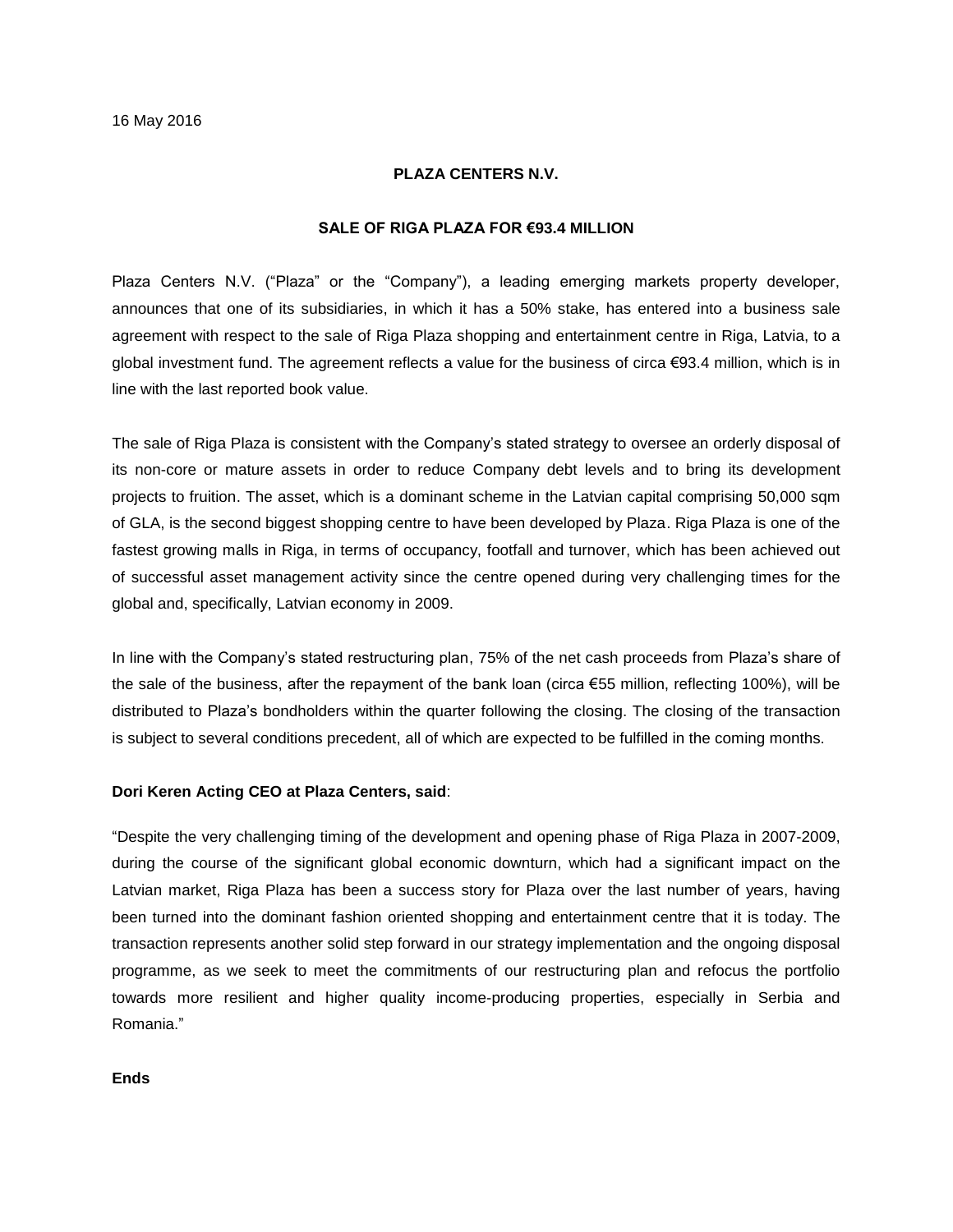16 May 2016

**PLAZA CENTERS N.V.**

**SALE OF RIGA PLAZA FOR €93.4 MILLION**

Plaza Centers N.V. ("Plaza" or the "Company"), a leading emerging markets property developer, announces that one of its subsidiaries, in which it has a 50% stake, has entered into a business sale agreement with respect to the sale of Riga Plaza shopping and entertainment centre in Riga, Latvia, to a global investment fund. The agreement reflects a value for the business of circa €93.4 million, which is in line with the last reported book value.

The sale of Riga Plaza is consistent with the Company's stated strategy to oversee an orderly disposal of its non-core or mature assets in order to reduce Company debt levels and to bring its development projects to fruition. The asset, which is a dominant scheme in the Latvian capital comprising 50,000 sqm of GLA, is the second biggest shopping centre to have been developed by Plaza. Riga Plaza is one of the fastest growing malls in Riga, in terms of occupancy, footfall and turnover, which has been achieved out of successful asset management activity since the centre opened during very challenging times for the global and, specifically, Latvian economy in 2009.

In line with the Company's stated restructuring plan, 75% of the net cash proceeds from Plaza's share of the sale of the business, after the repayment of the bank loan (circa €55 million, reflecting 100%), will be distributed to Plaza's bondholders within the quarter following the closing. The closing of the transaction is subject to several conditions precedent, all of which are expected to be fulfilled in the coming months.

**Dori Keren Acting CEO at Plaza Centers, said**:

"Despite the very challenging timing of the development and opening phase of Riga Plaza in 2007-2009, during the course of the significant global economic downturn, which had a significant impact on the Latvian market, Riga Plaza has been a success story for Plaza over the last number of years, having been turned into the dominant fashion oriented shopping and entertainment centre that it is today. The transaction represents another solid step forward in our strategy implementation and the ongoing disposal programme, as we seek to meet the commitments of our restructuring plan and refocus the portfolio towards more resilient and higher quality income-producing properties, especially in Serbia and Romania."

**Ends**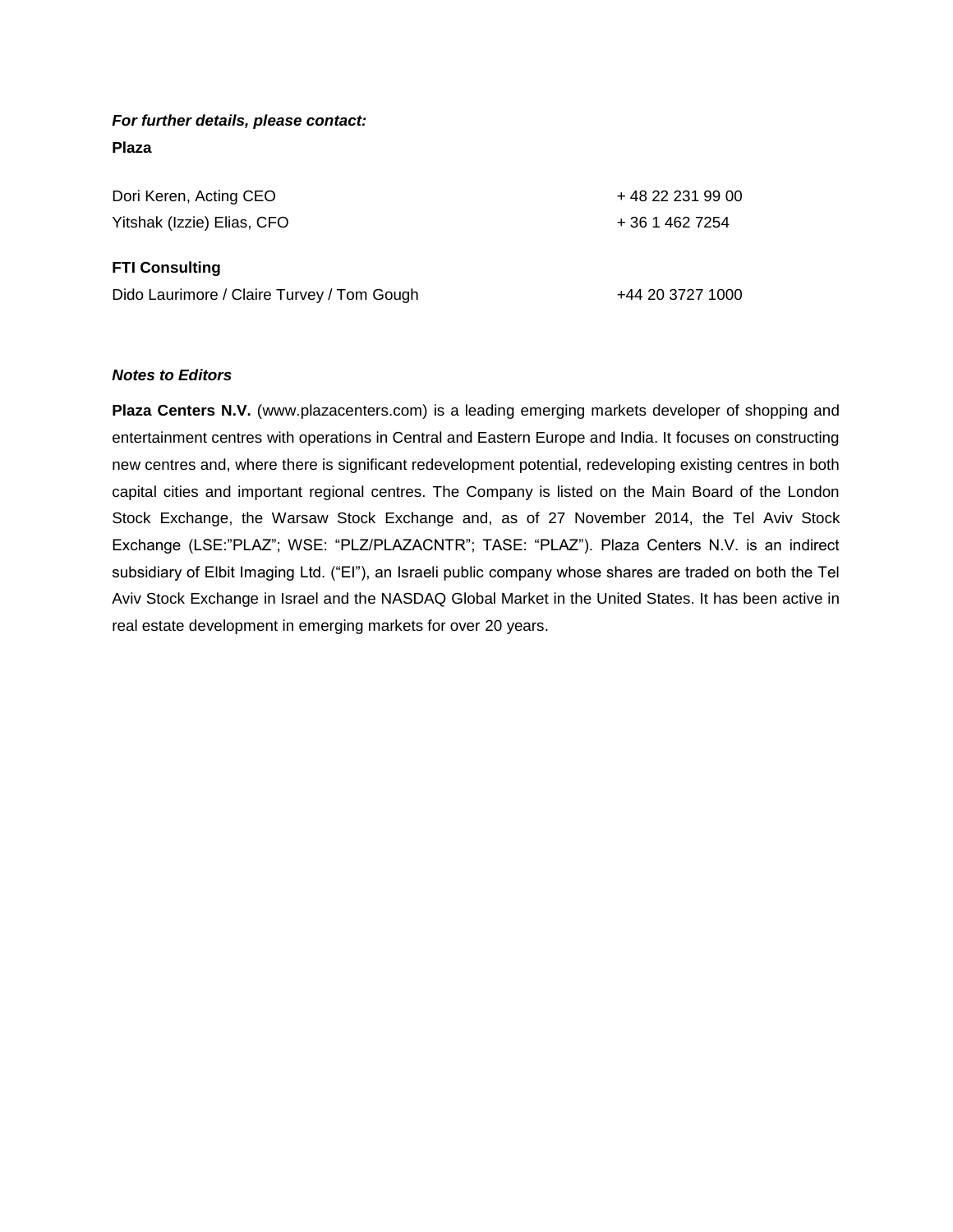***For further details, please contact:***

**Plaza**

| | |
|---|---|
| Dori Keren, Acting CEO | + 48 22 231 99 00 |
| Yitshak (Izzie) Elias, CFO | + 36 1 462 7254 |

**FTI Consulting**

| | |
|---|---|
| Dido Laurimore / Claire Turvey / Tom Gough | +44 20 3727 1000 |

***Notes to Editors***

**Plaza Centers N.V.** (www.plazacenters.com) is a leading emerging markets developer of shopping and entertainment centres with operations in Central and Eastern Europe and India. It focuses on constructing new centres and, where there is significant redevelopment potential, redeveloping existing centres in both capital cities and important regional centres. The Company is listed on the Main Board of the London Stock Exchange, the Warsaw Stock Exchange and, as of 27 November 2014, the Tel Aviv Stock Exchange (LSE:"PLAZ"; WSE: "PLZ/PLAZACNTR"; TASE: "PLAZ"). Plaza Centers N.V. is an indirect subsidiary of Elbit Imaging Ltd. ("EI"), an Israeli public company whose shares are traded on both the Tel Aviv Stock Exchange in Israel and the NASDAQ Global Market in the United States. It has been active in real estate development in emerging markets for over 20 years.